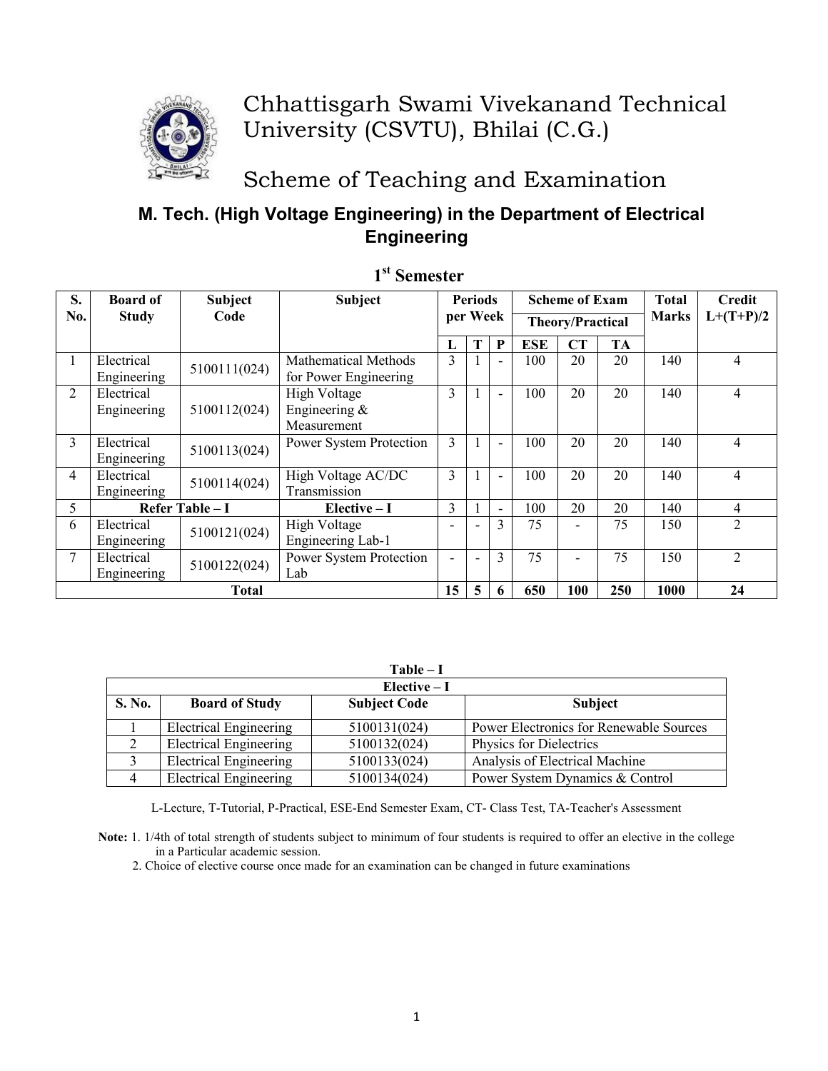# Chhattisgarh Swami Vivekanand Technical University (CSVTU), Bhilai (C.G.)

# Scheme of Teaching and Examination

## M. Tech. (High Voltage Engineering) in the Department of Electrical Engineering

### 1st Semester

| S. No. | Board of Study | Subject Code | Subject | Periods per Week | | | Scheme of Exam | | | Total Marks | Credit L+(T+P)/2 |
|---|---|---|---|---|---|---|---|---|---|---|---|
| | | | | | | | Theory/Practical | | | | |
| | | | | L | T | P | ESE | CT | TA | | |
| 1 | Electrical Engineering | 5100111(024) | Mathematical Methods for Power Engineering | 3 | 1 | - | 100 | 20 | 20 | 140 | 4 |
| 2 | Electrical Engineering | 5100112(024) | High Voltage Engineering & Measurement | 3 | 1 | - | 100 | 20 | 20 | 140 | 4 |
| 3 | Electrical Engineering | 5100113(024) | Power System Protection | 3 | 1 | - | 100 | 20 | 20 | 140 | 4 |
| 4 | Electrical Engineering | 5100114(024) | High Voltage AC/DC Transmission | 3 | 1 | - | 100 | 20 | 20 | 140 | 4 |
| 5 | Refer Table – I | | Elective – I | 3 | 1 | - | 100 | 20 | 20 | 140 | 4 |
| 6 | Electrical Engineering | 5100121(024) | High Voltage Engineering Lab-1 | - | - | 3 | 75 | - | 75 | 150 | 2 |
| 7 | Electrical Engineering | 5100122(024) | Power System Protection Lab | - | - | 3 | 75 | - | 75 | 150 | 2 |
| **Total** | | | | **15** | **5** | **6** | **650** | **100** | **250** | **1000** | **24** |

**Table – I**

| Elective – I | | | |
|---|---|---|---|
| **S. No.** | **Board of Study** | **Subject Code** | **Subject** |
| 1 | Electrical Engineering | 5100131(024) | Power Electronics for Renewable Sources |
| 2 | Electrical Engineering | 5100132(024) | Physics for Dielectrics |
| 3 | Electrical Engineering | 5100133(024) | Analysis of Electrical Machine |
| 4 | Electrical Engineering | 5100134(024) | Power System Dynamics & Control |

L-Lecture, T-Tutorial, P-Practical, ESE-End Semester Exam, CT- Class Test, TA-Teacher's Assessment

**Note:** 1. 1/4th of total strength of students subject to minimum of four students is required to offer an elective in the college in a Particular academic session.

2. Choice of elective course once made for an examination can be changed in future examinations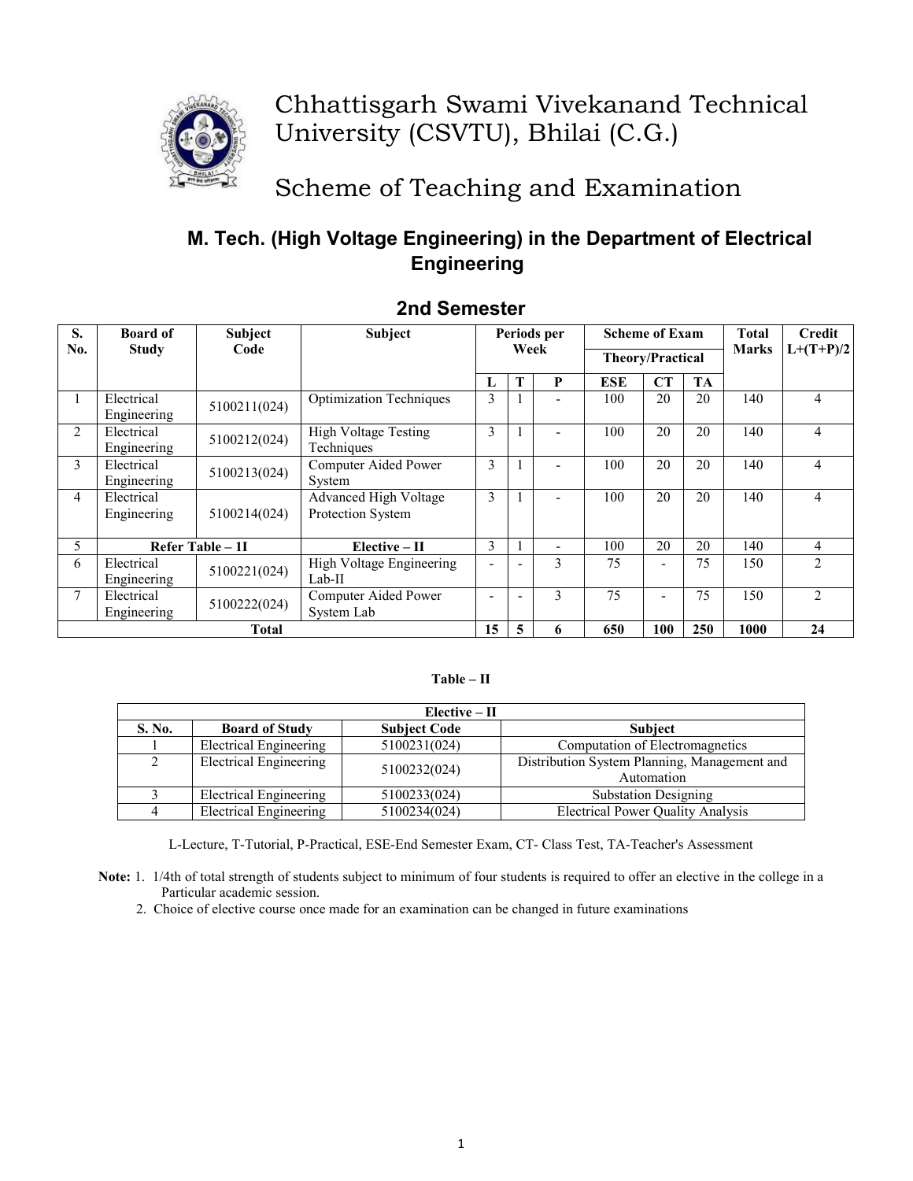# Chhattisgarh Swami Vivekanand Technical University (CSVTU), Bhilai (C.G.)

# Scheme of Teaching and Examination

## M. Tech. (High Voltage Engineering) in the Department of Electrical Engineering

## 2nd Semester

| S. No. | Board of Study | Subject Code | Subject | Periods per Week | | | Scheme of Exam | | | Total Marks | Credit L+(T+P)/2 |
|---|---|---|---|---|---|---|---|---|---|---|---|
| | | | | | | | Theory/Practical | | | | |
| | | | | L | T | P | ESE | CT | TA | | |
| 1 | Electrical Engineering | 5100211(024) | Optimization Techniques | 3 | 1 | - | 100 | 20 | 20 | 140 | 4 |
| 2 | Electrical Engineering | 5100212(024) | High Voltage Testing Techniques | 3 | 1 | - | 100 | 20 | 20 | 140 | 4 |
| 3 | Electrical Engineering | 5100213(024) | Computer Aided Power System | 3 | 1 | - | 100 | 20 | 20 | 140 | 4 |
| 4 | Electrical Engineering | 5100214(024) | Advanced High Voltage Protection System | 3 | 1 | - | 100 | 20 | 20 | 140 | 4 |
| 5 | Refer Table – 1I | | Elective – II | 3 | 1 | - | 100 | 20 | 20 | 140 | 4 |
| 6 | Electrical Engineering | 5100221(024) | High Voltage Engineering Lab-II | - | - | 3 | 75 | - | 75 | 150 | 2 |
| 7 | Electrical Engineering | 5100222(024) | Computer Aided Power System Lab | - | - | 3 | 75 | - | 75 | 150 | 2 |
| Total | | | | 15 | 5 | 6 | 650 | 100 | 250 | 1000 | 24 |

**Table – II**

| Elective – II | | | |
|---|---|---|---|
| **S. No.** | **Board of Study** | **Subject Code** | **Subject** |
| 1 | Electrical Engineering | 5100231(024) | Computation of Electromagnetics |
| 2 | Electrical Engineering | 5100232(024) | Distribution System Planning, Management and Automation |
| 3 | Electrical Engineering | 5100233(024) | Substation Designing |
| 4 | Electrical Engineering | 5100234(024) | Electrical Power Quality Analysis |

L-Lecture, T-Tutorial, P-Practical, ESE-End Semester Exam, CT- Class Test, TA-Teacher's Assessment

**Note:** 1. 1/4th of total strength of students subject to minimum of four students is required to offer an elective in the college in a Particular academic session.

2. Choice of elective course once made for an examination can be changed in future examinations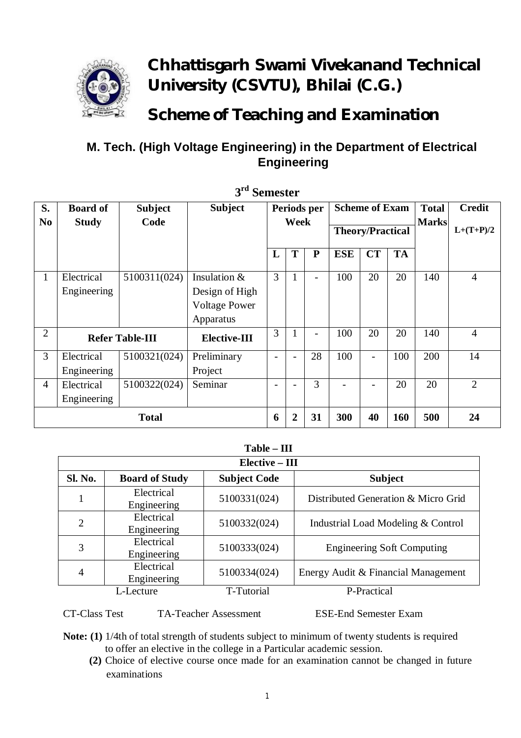# Chhattisgarh Swami Vivekanand Technical University (CSVTU), Bhilai (C.G.)

# Scheme of Teaching and Examination

## M. Tech. (High Voltage Engineering) in the Department of Electrical Engineering

### 3rd Semester

| S. No | Board of Study | Subject Code | Subject | Periods per Week | | | Scheme of Exam | | | Total Marks | Credit |
|---|---|---|---|---|---|---|---|---|---|---|---|
| | | | | | | | Theory/Practical | | | | L+(T+P)/2 |
| | | | | L | T | P | ESE | CT | TA | | |
| 1 | Electrical Engineering | 5100311(024) | Insulation & Design of High Voltage Power Apparatus | 3 | 1 | - | 100 | 20 | 20 | 140 | 4 |
| 2 | Refer Table-III | | **Elective-III** | 3 | 1 | - | 100 | 20 | 20 | 140 | 4 |
| 3 | Electrical Engineering | 5100321(024) | Preliminary Project | - | - | 28 | 100 | - | 100 | 200 | 14 |
| 4 | Electrical Engineering | 5100322(024) | Seminar | - | - | 3 | - | - | 20 | 20 | 2 |
| **Total** | | | | **6** | **2** | **31** | **300** | **40** | **160** | **500** | **24** |

### Table – III

| Elective – III | | | |
|---|---|---|---|
| **Sl. No.** | **Board of Study** | **Subject Code** | **Subject** |
| 1 | Electrical Engineering | 5100331(024) | Distributed Generation & Micro Grid |
| 2 | Electrical Engineering | 5100332(024) | Industrial Load Modeling & Control |
| 3 | Electrical Engineering | 5100333(024) | Engineering Soft Computing |
| 4 | Electrical Engineering | 5100334(024) | Energy Audit & Financial Management |

L-Lecture T-Tutorial P-Practical

CT-Class Test TA-Teacher Assessment ESE-End Semester Exam

**Note: (1)** 1/4th of total strength of students subject to minimum of twenty students is required to offer an elective in the college in a Particular academic session.

**(2)** Choice of elective course once made for an examination cannot be changed in future examinations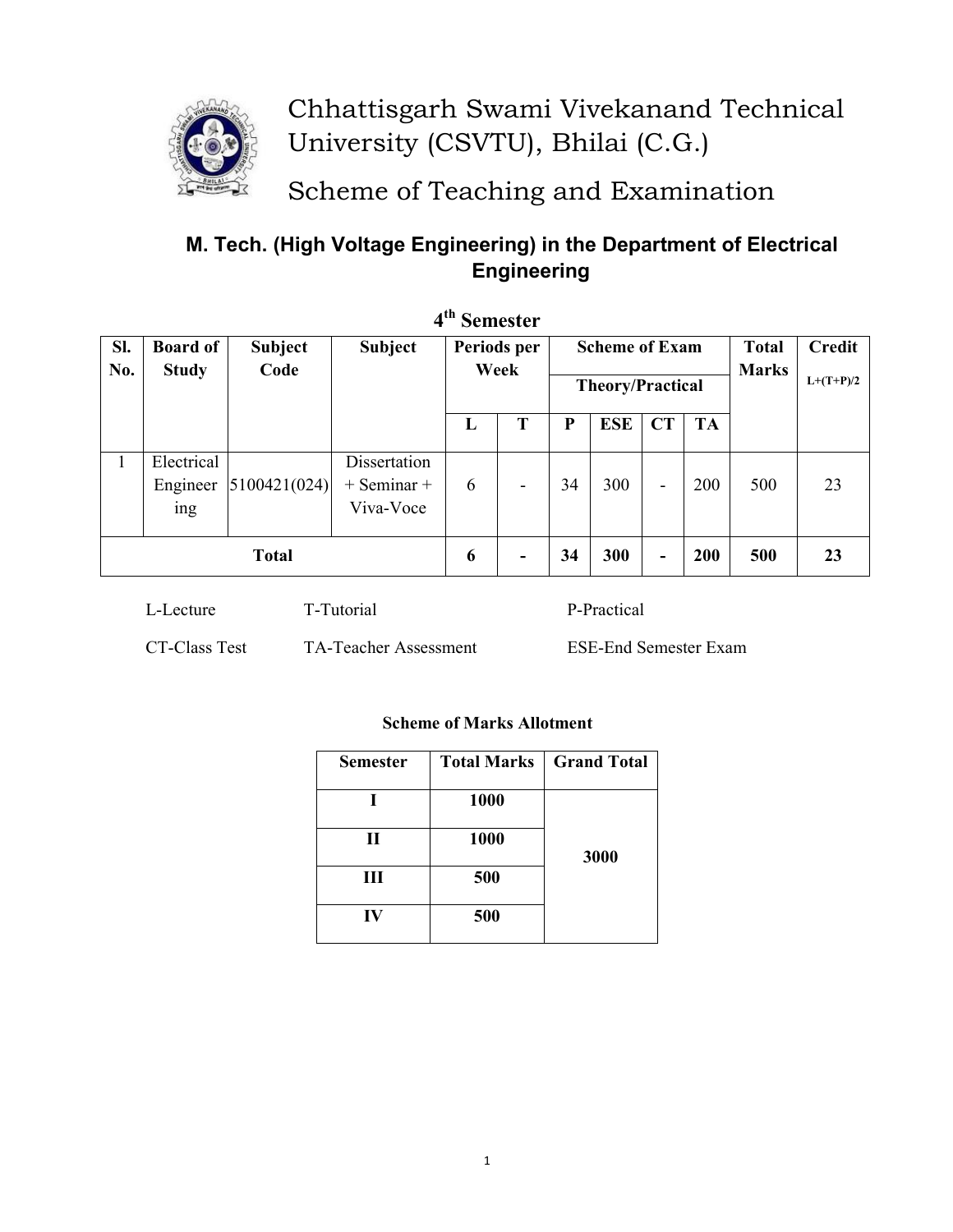# Chhattisgarh Swami Vivekanand Technical University (CSVTU), Bhilai (C.G.)

# Scheme of Teaching and Examination

## M. Tech. (High Voltage Engineering) in the Department of Electrical Engineering

### 4th Semester

| Sl. No. | Board of Study | Subject Code | Subject | Periods per Week | | Scheme of Exam Theory/Practical | | | | Total Marks | Credit L+(T+P)/2 |
|---|---|---|---|---|---|---|---|---|---|---|---|
| | | | | L | T | P | ESE | CT | TA | | |
| 1 | Electrical Engineering | 5100421(024) | Dissertation + Seminar + Viva-Voce | 6 | - | 34 | 300 | - | 200 | 500 | 23 |
| **Total** | | | | **6** | **-** | **34** | **300** | **-** | **200** | **500** | **23** |

L-Lecture  T-Tutorial  P-Practical

CT-Class Test  TA-Teacher Assessment  ESE-End Semester Exam

**Scheme of Marks Allotment**

| Semester | Total Marks | Grand Total |
|---|---|---|
| I | 1000 | 3000 |
| II | 1000 | |
| III | 500 | |
| IV | 500 | |